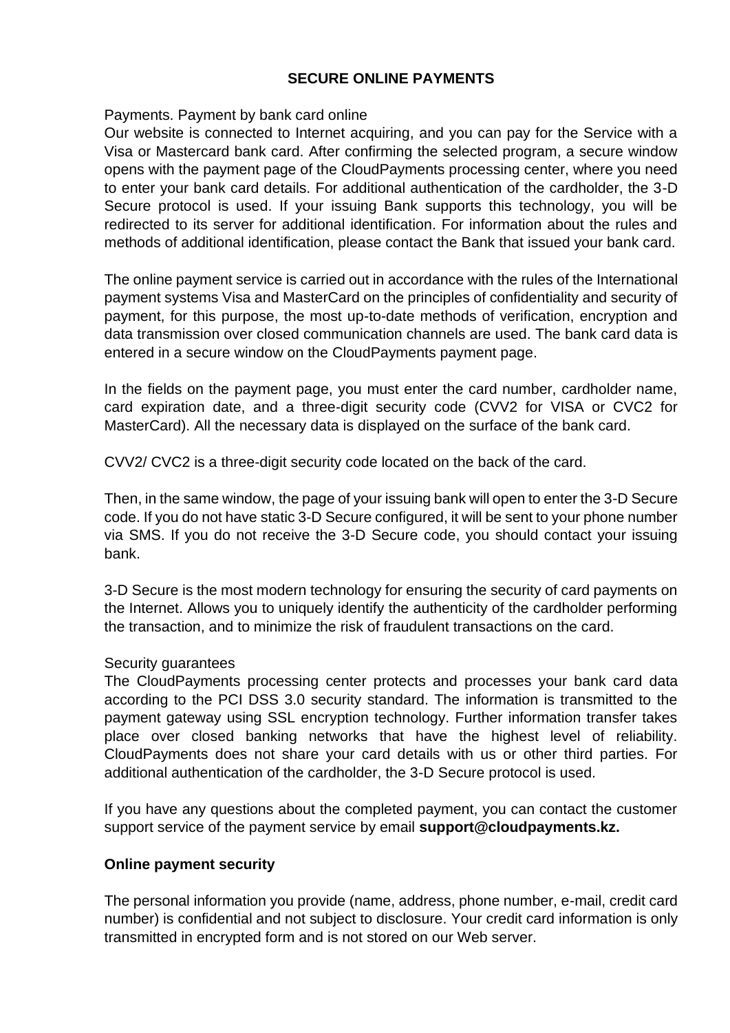# SECURE ONLINE PAYMENTS

Payments. Payment by bank card online

Our website is connected to Internet acquiring, and you can pay for the Service with a Visa or Mastercard bank card. After confirming the selected program, a secure window opens with the payment page of the CloudPayments processing center, where you need to enter your bank card details. For additional authentication of the cardholder, the 3-D Secure protocol is used. If your issuing Bank supports this technology, you will be redirected to its server for additional identification. For information about the rules and methods of additional identification, please contact the Bank that issued your bank card.

The online payment service is carried out in accordance with the rules of the International payment systems Visa and MasterCard on the principles of confidentiality and security of payment, for this purpose, the most up-to-date methods of verification, encryption and data transmission over closed communication channels are used. The bank card data is entered in a secure window on the CloudPayments payment page.

In the fields on the payment page, you must enter the card number, cardholder name, card expiration date, and a three-digit security code (CVV2 for VISA or CVC2 for MasterCard). All the necessary data is displayed on the surface of the bank card.

CVV2/ CVC2 is a three-digit security code located on the back of the card.

Then, in the same window, the page of your issuing bank will open to enter the 3-D Secure code. If you do not have static 3-D Secure configured, it will be sent to your phone number via SMS. If you do not receive the 3-D Secure code, you should contact your issuing bank.

3-D Secure is the most modern technology for ensuring the security of card payments on the Internet. Allows you to uniquely identify the authenticity of the cardholder performing the transaction, and to minimize the risk of fraudulent transactions on the card.

Security guarantees

The CloudPayments processing center protects and processes your bank card data according to the PCI DSS 3.0 security standard. The information is transmitted to the payment gateway using SSL encryption technology. Further information transfer takes place over closed banking networks that have the highest level of reliability. CloudPayments does not share your card details with us or other third parties. For additional authentication of the cardholder, the 3-D Secure protocol is used.

If you have any questions about the completed payment, you can contact the customer support service of the payment service by email **support@cloudpayments.kz.**

**Online payment security**

The personal information you provide (name, address, phone number, e-mail, credit card number) is confidential and not subject to disclosure. Your credit card information is only transmitted in encrypted form and is not stored on our Web server.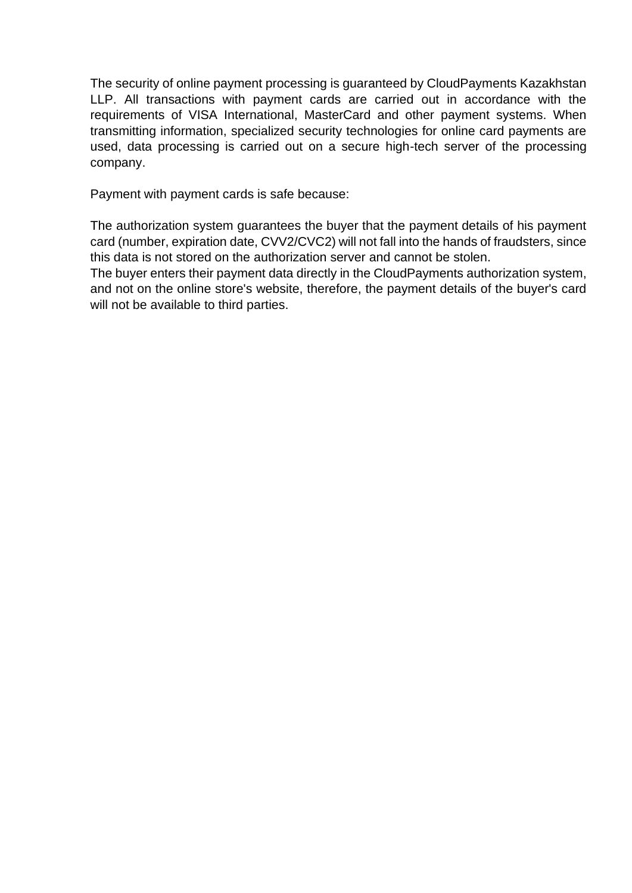The security of online payment processing is guaranteed by CloudPayments Kazakhstan LLP. All transactions with payment cards are carried out in accordance with the requirements of VISA International, MasterCard and other payment systems. When transmitting information, specialized security technologies for online card payments are used, data processing is carried out on a secure high-tech server of the processing company.

Payment with payment cards is safe because:

The authorization system guarantees the buyer that the payment details of his payment card (number, expiration date, CVV2/CVC2) will not fall into the hands of fraudsters, since this data is not stored on the authorization server and cannot be stolen.
The buyer enters their payment data directly in the CloudPayments authorization system, and not on the online store's website, therefore, the payment details of the buyer's card will not be available to third parties.